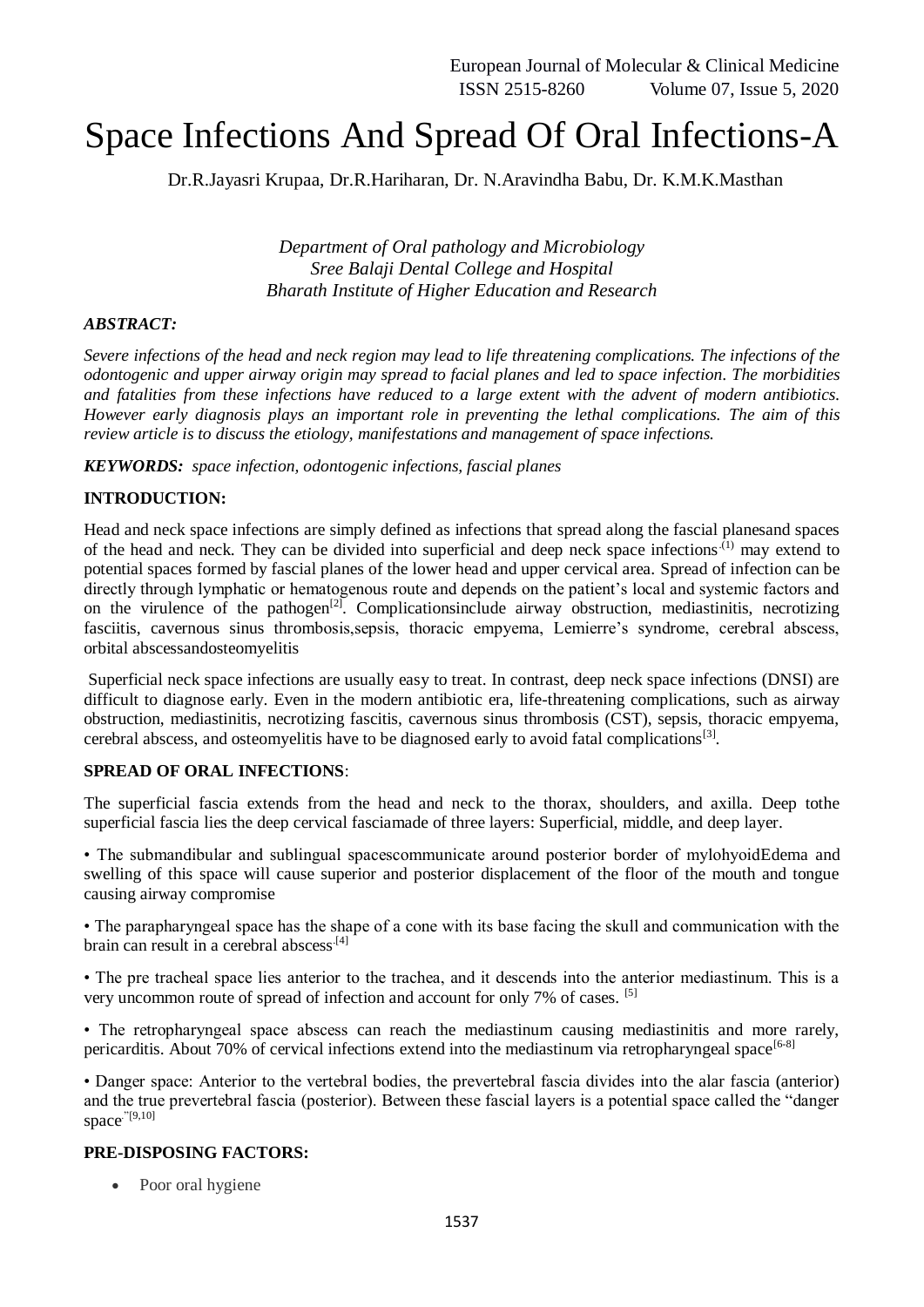# Space Infections And Spread Of Oral Infections-A

Dr.R.Jayasri Krupaa, Dr.R.Hariharan, Dr. N.Aravindha Babu, Dr. K.M.K.Masthan

*Department of Oral pathology and Microbiology*
*Sree Balaji Dental College and Hospital*
*Bharath Institute of Higher Education and Research*

***ABSTRACT:***

*Severe infections of the head and neck region may lead to life threatening complications. The infections of the odontogenic and upper airway origin may spread to facial planes and led to space infection. The morbidities and fatalities from these infections have reduced to a large extent with the advent of modern antibiotics. However early diagnosis plays an important role in preventing the lethal complications. The aim of this review article is to discuss the etiology, manifestations and management of space infections.*

***KEYWORDS:*** *space infection, odontogenic infections, fascial planes*

**INTRODUCTION:**

Head and neck space infections are simply defined as infections that spread along the fascial planesand spaces of the head and neck. They can be divided into superficial and deep neck space infections.[1] may extend to potential spaces formed by fascial planes of the lower head and upper cervical area. Spread of infection can be directly through lymphatic or hematogenous route and depends on the patient's local and systemic factors and on the virulence of the pathogen[2]. Complicationsinclude airway obstruction, mediastinitis, necrotizing fasciitis, cavernous sinus thrombosis,sepsis, thoracic empyema, Lemierre's syndrome, cerebral abscess, orbital abscessandosteomyelitis

Superficial neck space infections are usually easy to treat. In contrast, deep neck space infections (DNSI) are difficult to diagnose early. Even in the modern antibiotic era, life-threatening complications, such as airway obstruction, mediastinitis, necrotizing fascitis, cavernous sinus thrombosis (CST), sepsis, thoracic empyema, cerebral abscess, and osteomyelitis have to be diagnosed early to avoid fatal complications[3].

**SPREAD OF ORAL INFECTIONS**:

The superficial fascia extends from the head and neck to the thorax, shoulders, and axilla. Deep tothe superficial fascia lies the deep cervical fasciamade of three layers: Superficial, middle, and deep layer.

• The submandibular and sublingual spacescommunicate around posterior border of mylohyoidEdema and swelling of this space will cause superior and posterior displacement of the floor of the mouth and tongue causing airway compromise

• The parapharyngeal space has the shape of a cone with its base facing the skull and communication with the brain can result in a cerebral abscess.[4]

• The pre tracheal space lies anterior to the trachea, and it descends into the anterior mediastinum. This is a very uncommon route of spread of infection and account for only 7% of cases. [5]

• The retropharyngeal space abscess can reach the mediastinum causing mediastinitis and more rarely, pericarditis. About 70% of cervical infections extend into the mediastinum via retropharyngeal space[6-8]

• Danger space: Anterior to the vertebral bodies, the prevertebral fascia divides into the alar fascia (anterior) and the true prevertebral fascia (posterior). Between these fascial layers is a potential space called the "danger space".[9,10]

**PRE-DISPOSING FACTORS:**

- Poor oral hygiene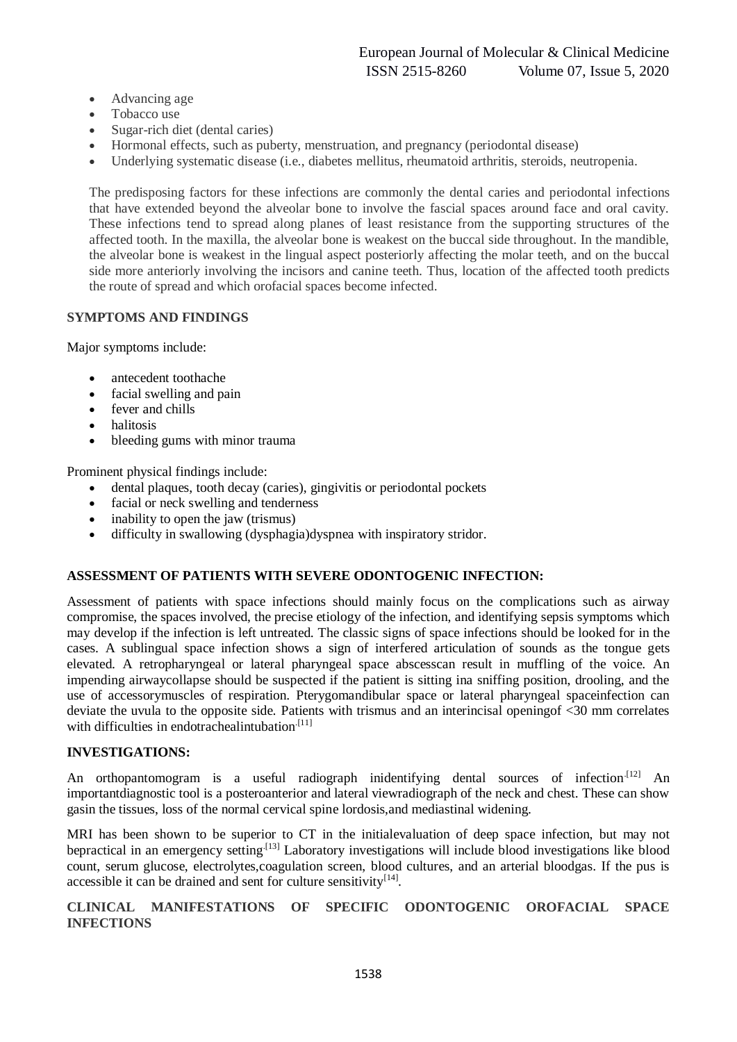- Advancing age
- Tobacco use
- Sugar-rich diet (dental caries)
- Hormonal effects, such as puberty, menstruation, and pregnancy (periodontal disease)
- Underlying systematic disease (i.e., diabetes mellitus, rheumatoid arthritis, steroids, neutropenia.

The predisposing factors for these infections are commonly the dental caries and periodontal infections that have extended beyond the alveolar bone to involve the fascial spaces around face and oral cavity. These infections tend to spread along planes of least resistance from the supporting structures of the affected tooth. In the maxilla, the alveolar bone is weakest on the buccal side throughout. In the mandible, the alveolar bone is weakest in the lingual aspect posteriorly affecting the molar teeth, and on the buccal side more anteriorly involving the incisors and canine teeth. Thus, location of the affected tooth predicts the route of spread and which orofacial spaces become infected.

**SYMPTOMS AND FINDINGS**

Major symptoms include:

- antecedent toothache
- facial swelling and pain
- fever and chills
- halitosis
- bleeding gums with minor trauma

Prominent physical findings include:

- dental plaques, tooth decay (caries), gingivitis or periodontal pockets
- facial or neck swelling and tenderness
- inability to open the jaw (trismus)
- difficulty in swallowing (dysphagia)dyspnea with inspiratory stridor.

**ASSESSMENT OF PATIENTS WITH SEVERE ODONTOGENIC INFECTION:**

Assessment of patients with space infections should mainly focus on the complications such as airway compromise, the spaces involved, the precise etiology of the infection, and identifying sepsis symptoms which may develop if the infection is left untreated. The classic signs of space infections should be looked for in the cases. A sublingual space infection shows a sign of interfered articulation of sounds as the tongue gets elevated. A retropharyngeal or lateral pharyngeal space abscesscan result in muffling of the voice. An impending airwaycollapse should be suspected if the patient is sitting ina sniffing position, drooling, and the use of accessorymuscles of respiration. Pterygomandibular space or lateral pharyngeal spaceinfection can deviate the uvula to the opposite side. Patients with trismus and an interincisal openingof <30 mm correlates with difficulties in endotrachealintubation.[11]

**INVESTIGATIONS:**

An orthopantomogram is a useful radiograph inidentifying dental sources of infection.[12] An importantdiagnostic tool is a posteroanterior and lateral viewradiograph of the neck and chest. These can show gasin the tissues, loss of the normal cervical spine lordosis,and mediastinal widening.

MRI has been shown to be superior to CT in the initialevaluation of deep space infection, but may not bepractical in an emergency setting.[13] Laboratory investigations will include blood investigations like blood count, serum glucose, electrolytes,coagulation screen, blood cultures, and an arterial bloodgas. If the pus is accessible it can be drained and sent for culture sensitivity[14].

**CLINICAL MANIFESTATIONS OF SPECIFIC ODONTOGENIC OROFACIAL SPACE INFECTIONS**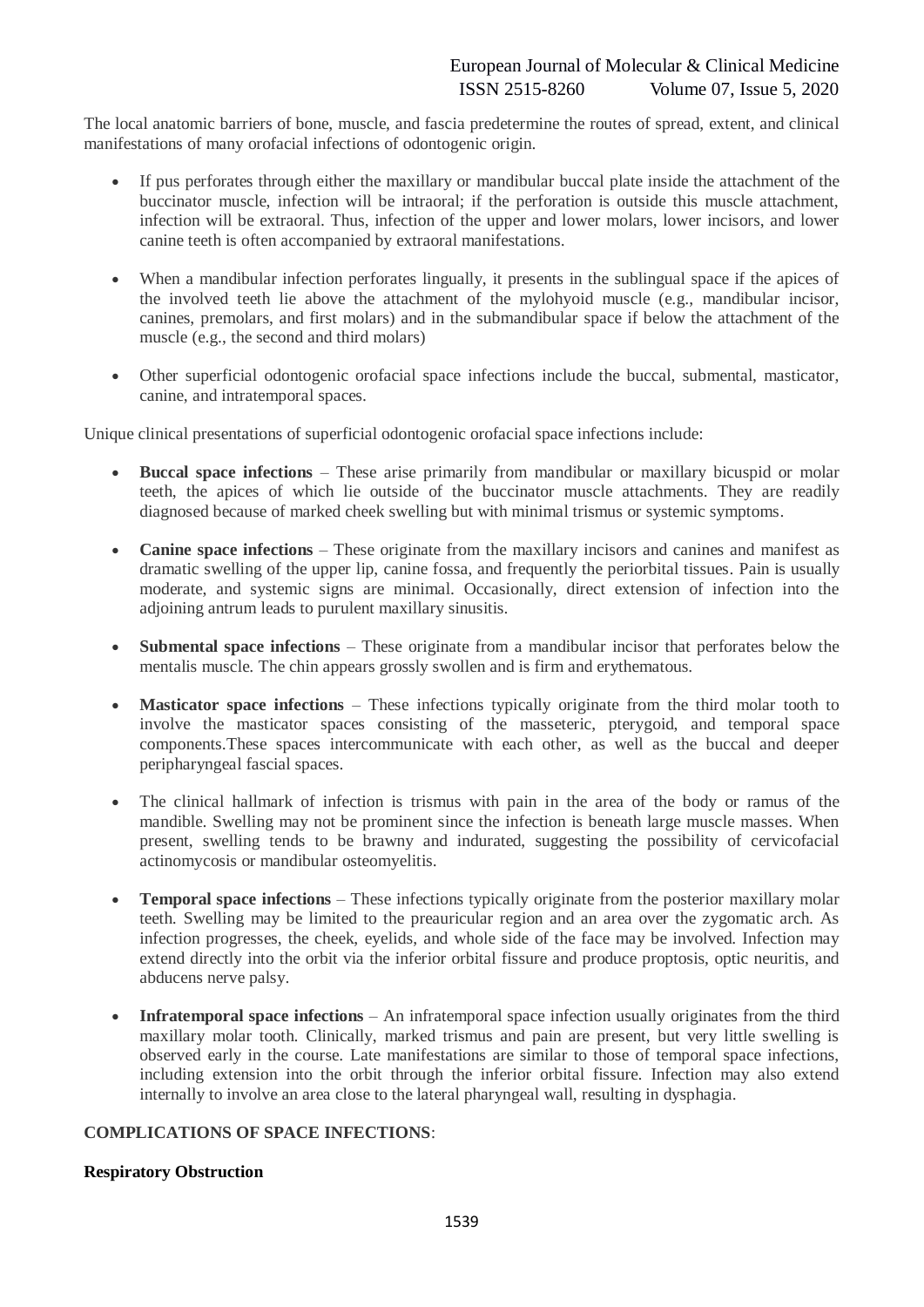The local anatomic barriers of bone, muscle, and fascia predetermine the routes of spread, extent, and clinical manifestations of many orofacial infections of odontogenic origin.

- If pus perforates through either the maxillary or mandibular buccal plate inside the attachment of the buccinator muscle, infection will be intraoral; if the perforation is outside this muscle attachment, infection will be extraoral. Thus, infection of the upper and lower molars, lower incisors, and lower canine teeth is often accompanied by extraoral manifestations.
- When a mandibular infection perforates lingually, it presents in the sublingual space if the apices of the involved teeth lie above the attachment of the mylohyoid muscle (e.g., mandibular incisor, canines, premolars, and first molars) and in the submandibular space if below the attachment of the muscle (e.g., the second and third molars)
- Other superficial odontogenic orofacial space infections include the buccal, submental, masticator, canine, and intratemporal spaces.

Unique clinical presentations of superficial odontogenic orofacial space infections include:

- **Buccal space infections** – These arise primarily from mandibular or maxillary bicuspid or molar teeth, the apices of which lie outside of the buccinator muscle attachments. They are readily diagnosed because of marked cheek swelling but with minimal trismus or systemic symptoms.
- **Canine space infections** – These originate from the maxillary incisors and canines and manifest as dramatic swelling of the upper lip, canine fossa, and frequently the periorbital tissues. Pain is usually moderate, and systemic signs are minimal. Occasionally, direct extension of infection into the adjoining antrum leads to purulent maxillary sinusitis.
- **Submental space infections** – These originate from a mandibular incisor that perforates below the mentalis muscle. The chin appears grossly swollen and is firm and erythematous.
- **Masticator space infections** – These infections typically originate from the third molar tooth to involve the masticator spaces consisting of the masseteric, pterygoid, and temporal space components.These spaces intercommunicate with each other, as well as the buccal and deeper peripharyngeal fascial spaces.
- The clinical hallmark of infection is trismus with pain in the area of the body or ramus of the mandible. Swelling may not be prominent since the infection is beneath large muscle masses. When present, swelling tends to be brawny and indurated, suggesting the possibility of cervicofacial actinomycosis or mandibular osteomyelitis.
- **Temporal space infections** – These infections typically originate from the posterior maxillary molar teeth. Swelling may be limited to the preauricular region and an area over the zygomatic arch. As infection progresses, the cheek, eyelids, and whole side of the face may be involved. Infection may extend directly into the orbit via the inferior orbital fissure and produce proptosis, optic neuritis, and abducens nerve palsy.
- **Infratemporal space infections** – An infratemporal space infection usually originates from the third maxillary molar tooth. Clinically, marked trismus and pain are present, but very little swelling is observed early in the course. Late manifestations are similar to those of temporal space infections, including extension into the orbit through the inferior orbital fissure. Infection may also extend internally to involve an area close to the lateral pharyngeal wall, resulting in dysphagia.

## COMPLICATIONS OF SPACE INFECTIONS:

### Respiratory Obstruction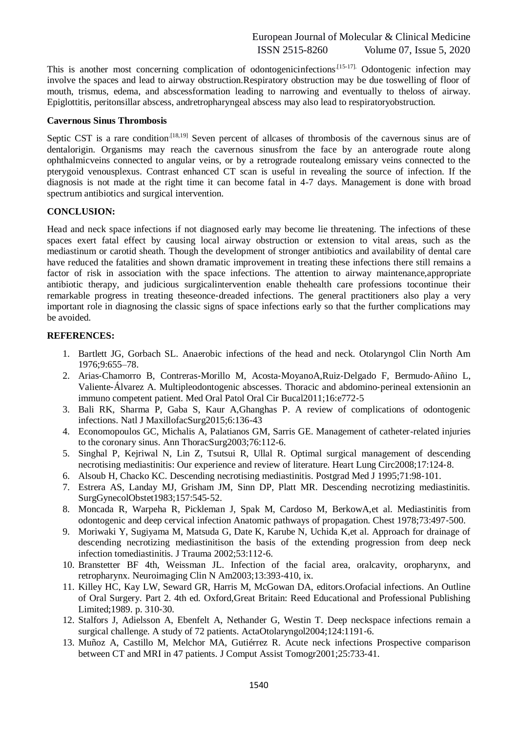This is another most concerning complication of odontogenicinfections.[15-17]. Odontogenic infection may involve the spaces and lead to airway obstruction.Respiratory obstruction may be due toswelling of floor of mouth, trismus, edema, and abscessformation leading to narrowing and eventually to theloss of airway. Epiglottitis, peritonsillar abscess, andretropharyngeal abscess may also lead to respiratoryobstruction.

**Cavernous Sinus Thrombosis**

Septic CST is a rare condition.[18,19] Seven percent of allcases of thrombosis of the cavernous sinus are of dentalorigin. Organisms may reach the cavernous sinusfrom the face by an anterograde route along ophthalmicveins connected to angular veins, or by a retrograde routealong emissary veins connected to the pterygoid venousplexus. Contrast enhanced CT scan is useful in revealing the source of infection. If the diagnosis is not made at the right time it can become fatal in 4-7 days. Management is done with broad spectrum antibiotics and surgical intervention.

**CONCLUSION:**

Head and neck space infections if not diagnosed early may become lie threatening. The infections of these spaces exert fatal effect by causing local airway obstruction or extension to vital areas, such as the mediastinum or carotid sheath. Though the development of stronger antibiotics and availability of dental care have reduced the fatalities and shown dramatic improvement in treating these infections there still remains a factor of risk in association with the space infections. The attention to airway maintenance,appropriate antibiotic therapy, and judicious surgicalintervention enable thehealth care professions tocontinue their remarkable progress in treating theseonce-dreaded infections. The general practitioners also play a very important role in diagnosing the classic signs of space infections early so that the further complications may be avoided.

**REFERENCES:**

1. Bartlett JG, Gorbach SL. Anaerobic infections of the head and neck. Otolaryngol Clin North Am 1976;9:655–78.
2. Arias-Chamorro B, Contreras-Morillo M, Acosta-MoyanoA,Ruiz-Delgado F, Bermudo-Añino L, Valiente-Álvarez A. Multipleodontogenic abscesses. Thoracic and abdomino-perineal extensionin an immuno competent patient. Med Oral Patol Oral Cir Bucal2011;16:e772-5
3. Bali RK, Sharma P, Gaba S, Kaur A,Ghanghas P. A review of complications of odontogenic infections. Natl J MaxillofacSurg2015;6:136-43
4. Economopoulos GC, Michalis A, Palatianos GM, Sarris GE. Management of catheter-related injuries to the coronary sinus. Ann ThoracSurg2003;76:112-6.
5. Singhal P, Kejriwal N, Lin Z, Tsutsui R, Ullal R. Optimal surgical management of descending necrotising mediastinitis: Our experience and review of literature. Heart Lung Circ2008;17:124-8.
6. Alsoub H, Chacko KC. Descending necrotising mediastinitis. Postgrad Med J 1995;71:98-101.
7. Estrera AS, Landay MJ, Grisham JM, Sinn DP, Platt MR. Descending necrotizing mediastinitis. SurgGynecolObstet1983;157:545-52.
8. Moncada R, Warpeha R, Pickleman J, Spak M, Cardoso M, BerkowA,et al. Mediastinitis from odontogenic and deep cervical infection Anatomic pathways of propagation. Chest 1978;73:497-500.
9. Moriwaki Y, Sugiyama M, Matsuda G, Date K, Karube N, Uchida K,et al. Approach for drainage of descending necrotizing mediastinitison the basis of the extending progression from deep neck infection tomediastinitis. J Trauma 2002;53:112-6.
10. Branstetter BF 4th, Weissman JL. Infection of the facial area, oralcavity, oropharynx, and retropharynx. Neuroimaging Clin N Am2003;13:393-410, ix.
11. Killey HC, Kay LW, Seward GR, Harris M, McGowan DA, editors.Orofacial infections. An Outline of Oral Surgery. Part 2. 4th ed. Oxford,Great Britain: Reed Educational and Professional Publishing Limited;1989. p. 310-30.
12. Stalfors J, Adielsson A, Ebenfelt A, Nethander G, Westin T. Deep neckspace infections remain a surgical challenge. A study of 72 patients. ActaOtolaryngol2004;124:1191-6.
13. Muñoz A, Castillo M, Melchor MA, Gutiérrez R. Acute neck infections Prospective comparison between CT and MRI in 47 patients. J Comput Assist Tomogr2001;25:733-41.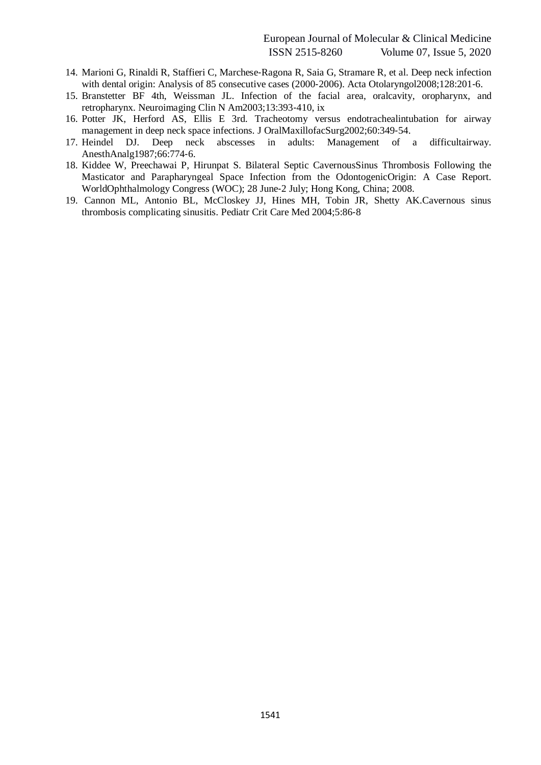14. Marioni G, Rinaldi R, Staffieri C, Marchese-Ragona R, Saia G, Stramare R, et al. Deep neck infection with dental origin: Analysis of 85 consecutive cases (2000-2006). Acta Otolaryngol2008;128:201-6.
15. Branstetter BF 4th, Weissman JL. Infection of the facial area, oralcavity, oropharynx, and retropharynx. Neuroimaging Clin N Am2003;13:393-410, ix
16. Potter JK, Herford AS, Ellis E 3rd. Tracheotomy versus endotrachealintubation for airway management in deep neck space infections. J OralMaxillofacSurg2002;60:349-54.
17. Heindel DJ. Deep neck abscesses in adults: Management of a difficultairway. AnesthAnalg1987;66:774-6.
18. Kiddee W, Preechawai P, Hirunpat S. Bilateral Septic CavernousSinus Thrombosis Following the Masticator and Parapharyngeal Space Infection from the OdontogenicOrigin: A Case Report. WorldOphthalmology Congress (WOC); 28 June-2 July; Hong Kong, China; 2008.
19. Cannon ML, Antonio BL, McCloskey JJ, Hines MH, Tobin JR, Shetty AK.Cavernous sinus thrombosis complicating sinusitis. Pediatr Crit Care Med 2004;5:86-8